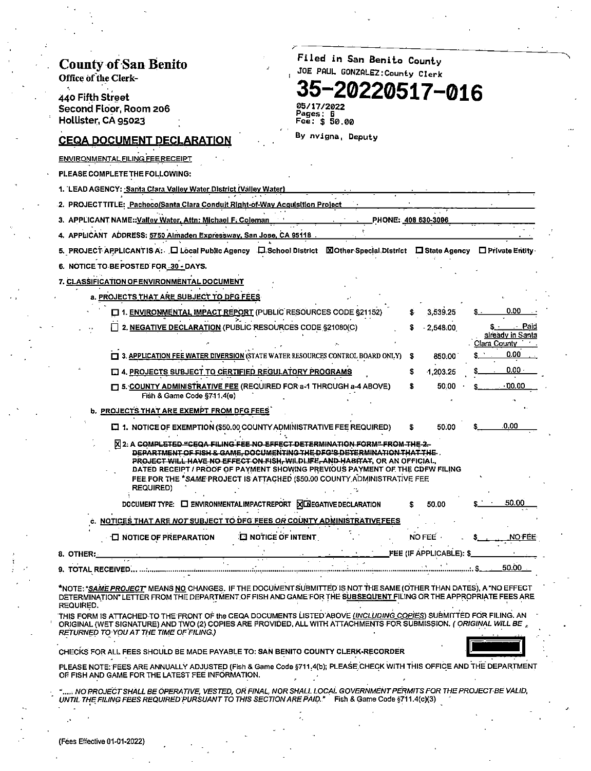# County of San Benito

**Office of the Clerk-**

440 Fifth Street
Second Floor, Room 206
Hollister, CA 95023

Filed in San Benito County
JOE PAUL GONZALEZ: County Clerk

**35-20220517-016**

05/17/2022
Pages: 6
Fee: $ 50.00

By nvigna, Deputy

## CEQA DOCUMENT DECLARATION

ENVIRONMENTAL FILING FEE RECEIPT

PLEASE COMPLETE THE FOLLOWING:

1. LEAD AGENCY: Santa Clara Valley Water District (Valley Water)
2. PROJECT TITLE: Pacheco/Santa Clara Conduit Right-of-Way Acquisition Project
3. APPLICANT NAME: Valley Water, Attn: Michael F. Coleman PHONE: 408 630-3096
4. APPLICANT ADDRESS: 5750 Almaden Expressway, San Jose, CA 95118
5. PROJECT APPLICANT IS A: ☐ Local Public Agency ☐ School District ☒ Other Special District ☐ State Agency ☐ Private Entity
6. NOTICE TO BE POSTED FOR 30 DAYS.
7. CLASSIFICATION OF ENVIRONMENTAL DOCUMENT

a. PROJECTS THAT ARE SUBJECT TO DFG FEES

| | | Fee | Amount |
|---|---|---|---|
| ☐ | 1. ENVIRONMENTAL IMPACT REPORT (PUBLIC RESOURCES CODE §21152) | $ 3,539.25 | $ 0.00 |
| ☐ | 2. NEGATIVE DECLARATION (PUBLIC RESOURCES CODE §21080(C) | $ 2,548.00 | $ Paid already in Santa Clara County |
| ☐ | 3. APPLICATION FEE WATER DIVERSION (STATE WATER RESOURCES CONTROL BOARD ONLY) | $ 850.00 | $ 0.00 |
| ☐ | 4. PROJECTS SUBJECT TO CERTIFIED REGULATORY PROGRAMS | $ 1,203.25 | $ 0.00 |
| ☐ | 5. COUNTY ADMINISTRATIVE FEE (REQUIRED FOR a-1 THROUGH a-4 ABOVE) Fish & Game Code §711.4(e) | $ 50.00 | $ 00.00 |

b. PROJECTS THAT ARE EXEMPT FROM DFG FEES

☐ 1. NOTICE OF EXEMPTION ($50.00 COUNTY ADMINISTRATIVE FEE REQUIRED) $ 50.00 $ 0.00

☒ 2. A ~~COMPLETED "CEQA FILING FEE NO EFFECT DETERMINATION FORM" FROM THE 2. DEPARTMENT OF FISH & GAME, DOCUMENTING THE DFG'S DETERMINATION THAT THE PROJECT WILL HAVE NO EFFECT ON FISH, WILDLIFE, AND HABITAT,~~ OR AN OFFICIAL, DATED RECEIPT / PROOF OF PAYMENT SHOWING PREVIOUS PAYMENT OF THE CDFW FILING FEE FOR THE *SAME PROJECT IS ATTACHED ($50.00 COUNTY ADMINISTRATIVE FEE REQUIRED)

DOCUMENT TYPE: ☐ ENVIRONMENTAL IMPACT REPORT ☒ NEGATIVE DECLARATION $ 50.00 $ 50.00

c. NOTICES THAT ARE *NOT* SUBJECT TO DFG FEES *OR* COUNTY ADMINISTRATIVE FEES

☐ NOTICE OF PREPARATION ☐ NOTICE OF INTENT NO FEE $ NO FEE

8. OTHER: ______ FEE (IF APPLICABLE): $ ______

9. TOTAL RECEIVED ........ $ 50.00

*NOTE: "*SAME PROJECT*" MEANS NO CHANGES. IF THE DOCUMENT SUBMITTED IS NOT THE SAME (OTHER THAN DATES), A "NO EFFECT DETERMINATION" LETTER FROM THE DEPARTMENT OF FISH AND GAME FOR THE SUBSEQUENT FILING OR THE APPROPRIATE FEES ARE REQUIRED.

THIS FORM IS ATTACHED TO THE FRONT OF the CEQA DOCUMENTS LISTED ABOVE (*INCLUDING COPIES*) SUBMITTED FOR FILING. AN ORIGINAL (WET SIGNATURE) AND TWO (2) COPIES ARE PROVIDED, ALL WITH ATTACHMENTS FOR SUBMISSION. (*ORIGINAL WILL BE RETURNED TO YOU AT THE TIME OF FILING.*)

CHECKS FOR ALL FEES SHOULD BE MADE PAYABLE TO: SAN BENITO COUNTY CLERK-RECORDER

PLEASE NOTE: FEES ARE ANNUALLY ADJUSTED (Fish & Game Code §711.4(b); PLEASE CHECK WITH THIS OFFICE AND THE DEPARTMENT OF FISH AND GAME FOR THE LATEST FEE INFORMATION.

*"..... NO PROJECT SHALL BE OPERATIVE, VESTED, OR FINAL, NOR SHALL LOCAL GOVERNMENT PERMITS FOR THE PROJECT BE VALID, UNTIL THE FILING FEES REQUIRED PURSUANT TO THIS SECTION ARE PAID."* Fish & Game Code §711.4(c)(3)

(Fees Effective 01-01-2022)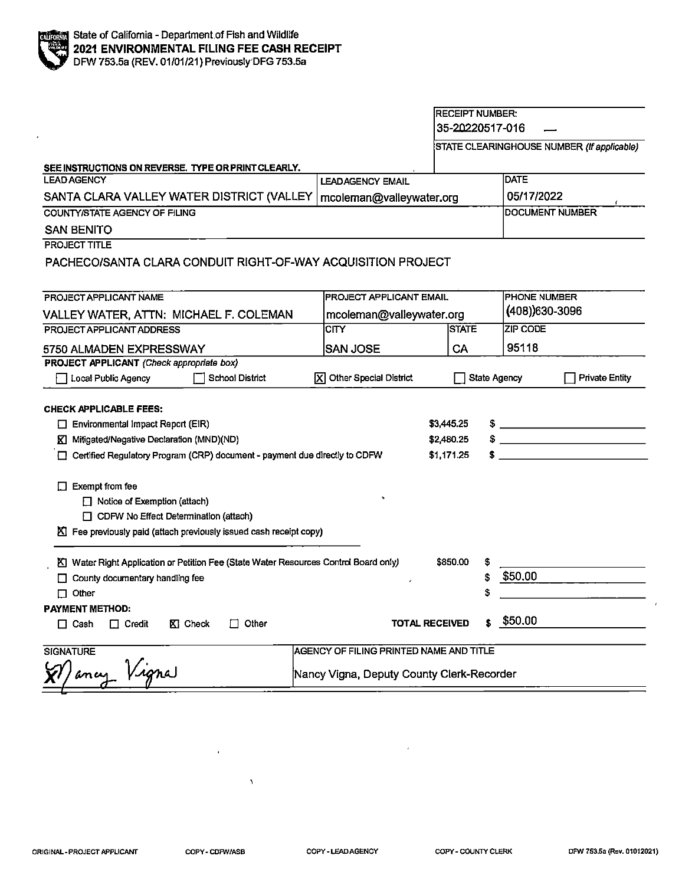State of California - Department of Fish and Wildlife
**2021 ENVIRONMENTAL FILING FEE CASH RECEIPT**
DFW 753.5a (REV. 01/01/21) Previously DFG 753.5a

| | |
|---|---|
| RECEIPT NUMBER: | 35-20220517-016 |
| STATE CLEARINGHOUSE NUMBER *(If applicable)* | |

**SEE INSTRUCTIONS ON REVERSE. TYPE OR PRINT CLEARLY.**

| LEAD AGENCY | LEAD AGENCY EMAIL | DATE |
|---|---|---|
| SANTA CLARA VALLEY WATER DISTRICT (VALLEY | mcoleman@valleywater.org | 05/17/2022 |
| **COUNTY/STATE AGENCY OF FILING** | | **DOCUMENT NUMBER** |
| SAN BENITO | | |

PROJECT TITLE

PACHECO/SANTA CLARA CONDUIT RIGHT-OF-WAY ACQUISITION PROJECT

| PROJECT APPLICANT NAME | PROJECT APPLICANT EMAIL | | PHONE NUMBER |
|---|---|---|---|
| VALLEY WATER, ATTN: MICHAEL F. COLEMAN | mcoleman@valleywater.org | | (408))630-3096 |
| **PROJECT APPLICANT ADDRESS** | **CITY** | **STATE** | **ZIP CODE** |
| 5750 ALMADEN EXPRESSWAY | SAN JOSE | CA | 95118 |

**PROJECT APPLICANT** *(Check appropriate box)*

☐ Local Public Agency ☐ School District ☒ Other Special District ☐ State Agency ☐ Private Entity

**CHECK APPLICABLE FEES:**

| | | |
|---|---|---|
| ☐ Environmental Impact Report (EIR) | $3,445.25 | $ |
| ☒ Mitigated/Negative Declaration (MND)(ND) | $2,480.25 | $ |
| ☐ Certified Regulatory Program (CRP) document - payment due directly to CDFW | $1,171.25 | $ |

☐ Exempt from fee
- ☐ Notice of Exemption (attach)
- ☐ CDFW No Effect Determination (attach)

☒ Fee previously paid (attach previously issued cash receipt copy)

| | | |
|---|---|---|
| ☒ Water Right Application or Petition Fee (State Water Resources Control Board only) | $850.00 | $ |
| ☐ County documentary handling fee | | $ $50.00 |
| ☐ Other | | $ |

**PAYMENT METHOD:**

☐ Cash ☐ Credit ☒ Check ☐ Other **TOTAL RECEIVED** $ $50.00

| SIGNATURE | AGENCY OF FILING PRINTED NAME AND TITLE |
|---|---|
| X Nancy Vigna | Nancy Vigna, Deputy County Clerk-Recorder |

ORIGINAL - PROJECT APPLICANT COPY - CDFW/ASB COPY - LEAD AGENCY COPY - COUNTY CLERK DFW 753.5a (Rev. 01012021)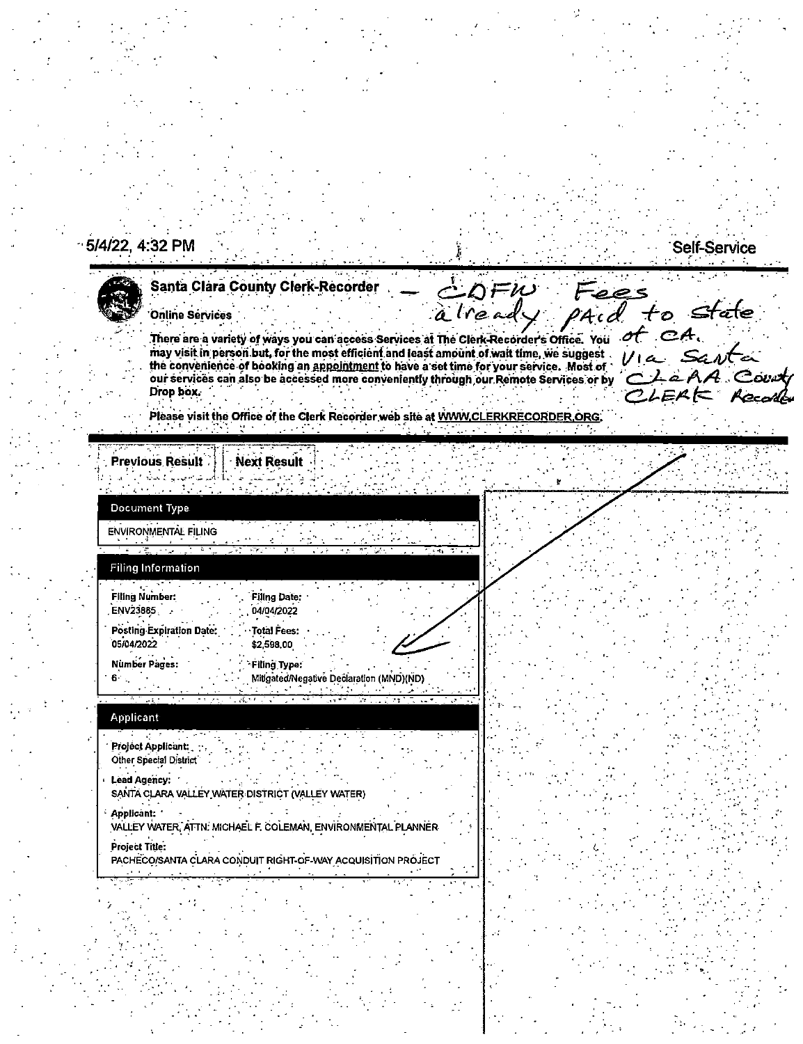5/4/22, 4:32 PM

Self-Service

**Santa Clara County Clerk-Recorder** — CDFW Fees already paid to state of CA. Via Santa Clara County Clerk Recorder

Online Services

There are a variety of ways you can access Services at The Clerk-Recorder's Office. You may visit in person but, for the most efficient and least amount of wait time, we suggest the convenience of booking an appointment to have a set time for your service. Most of our services can also be accessed more conveniently through our Remote Services or by Drop box.

Please visit the Office of the Clerk Recorder web site at WWW.CLERKRECORDER.ORG.

Previous Result | Next Result

### Document Type

ENVIRONMENTAL FILING

### Filing Information

**Filing Number:** ENV23865

**Filing Date:** 04/04/2022

**Posting Expiration Date:** 05/04/2022

**Total Fees:** $2,598.00

**Number Pages:** 6

**Filing Type:** Mitigated/Negative Declaration (MND)(ND)

### Applicant

**Project Applicant:** Other Special District

**Lead Agency:** SANTA CLARA VALLEY WATER DISTRICT (VALLEY WATER)

**Applicant:** VALLEY WATER, ATTN: MICHAEL F. COLEMAN, ENVIRONMENTAL PLANNER

**Project Title:** PACHECO/SANTA CLARA CONDUIT RIGHT-OF-WAY ACQUISITION PROJECT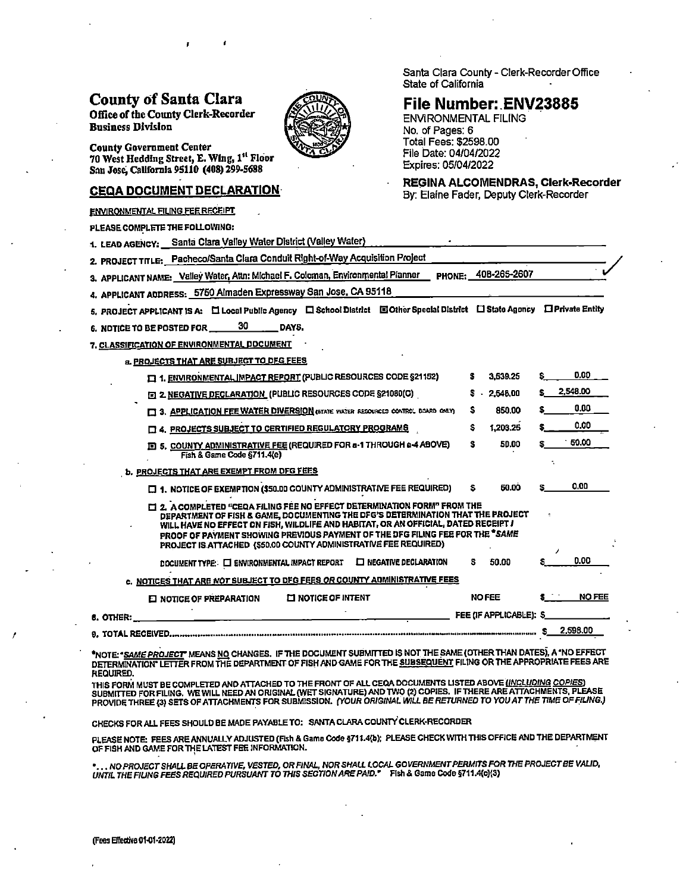# County of Santa Clara

**Office of the County Clerk-Recorder**
**Business Division**

County Government Center
70 West Hedding Street, E. Wing, 1st Floor
San Jose, California 95110 (408) 299-5688

Santa Clara County - Clerk-Recorder Office
State of California

## File Number: ENV23885

ENVIRONMENTAL FILING
No. of Pages: 6
Total Fees: $2598.00
File Date: 04/04/2022
Expires: 05/04/2022

**REGINA ALCOMENDRAS, Clerk-Recorder**
By: Elaine Fader, Deputy Clerk-Recorder

## CEQA DOCUMENT DECLARATION

ENVIRONMENTAL FILING FEE RECEIPT

PLEASE COMPLETE THE FOLLOWING:

1. LEAD AGENCY: Santa Clara Valley Water District (Valley Water)
2. PROJECT TITLE: Pacheco/Santa Clara Conduit Right-of-Way Acquisition Project
3. APPLICANT NAME: Valley Water, Attn: Michael F. Coleman, Environmental Planner PHONE: 408-265-2607
4. APPLICANT ADDRESS: 5750 Almaden Expressway San Jose, CA 95118
5. PROJECT APPLICANT IS A: ☐ Local Public Agency ☐ School District ☒ Other Special District ☐ State Agency ☐ Private Entity
6. NOTICE TO BE POSTED FOR 30 DAYS.
7. CLASSIFICATION OF ENVIRONMENTAL DOCUMENT

a. PROJECTS THAT ARE SUBJECT TO DFG FEES

| | Fee | Amount |
|---|---|---|
| ☐ 1. ENVIRONMENTAL IMPACT REPORT (PUBLIC RESOURCES CODE §21152) | $ 3,539.25 | $ 0.00 |
| ☒ 2. NEGATIVE DECLARATION (PUBLIC RESOURCES CODE §21080(C) | $ 2,548.00 | $ 2,548.00 |
| ☐ 3. APPLICATION FEE WATER DIVERSION (STATE WATER RESOURCES CONTROL BOARD ONLY) | $ 850.00 | $ 0.00 |
| ☐ 4. PROJECTS SUBJECT TO CERTIFIED REGULATORY PROGRAMS | $ 1,203.25 | $ 0.00 |
| ☒ 5. COUNTY ADMINISTRATIVE FEE (REQUIRED FOR a-1 THROUGH a-4 ABOVE) Fish & Game Code §711.4(e) | $ 50.00 | $ 50.00 |

b. PROJECTS THAT ARE EXEMPT FROM DFG FEES

| | Fee | Amount |
|---|---|---|
| ☐ 1. NOTICE OF EXEMPTION ($50.00 COUNTY ADMINISTRATIVE FEE REQUIRED) | $ 50.00 | $ 0.00 |
| ☐ 2. A COMPLETED "CEQA FILING FEE NO EFFECT DETERMINATION FORM" FROM THE DEPARTMENT OF FISH & GAME, DOCUMENTING THE DFG'S DETERMINATION THAT THE PROJECT WILL HAVE NO EFFECT ON FISH, WILDLIFE AND HABITAT, OR AN OFFICIAL, DATED RECEIPT / PROOF OF PAYMENT SHOWING PREVIOUS PAYMENT OF THE DFG FILING FEE FOR THE *SAME PROJECT IS ATTACHED ($50.00 COUNTY ADMINISTRATIVE FEE REQUIRED) | | |
| DOCUMENT TYPE: ☐ ENVIRONMENTAL IMPACT REPORT ☐ NEGATIVE DECLARATION | $ 50.00 | $ 0.00 |

c. NOTICES THAT ARE *NOT* SUBJECT TO DFG FEES *OR* COUNTY ADMINISTRATIVE FEES

| | Fee | Amount |
|---|---|---|
| ☐ NOTICE OF PREPARATION ☐ NOTICE OF INTENT | NO FEE | $ NO FEE |

8. OTHER: ______ FEE (IF APPLICABLE): $______
9. TOTAL RECEIVED ........ $ 2,598.00

*NOTE: "*SAME PROJECT*" MEANS NO CHANGES. IF THE DOCUMENT SUBMITTED IS NOT THE SAME (OTHER THAN DATES), A "NO EFFECT DETERMINATION" LETTER FROM THE DEPARTMENT OF FISH AND GAME FOR THE SUBSEQUENT FILING OR THE APPROPRIATE FEES ARE REQUIRED.

THIS FORM MUST BE COMPLETED AND ATTACHED TO THE FRONT OF ALL CEQA DOCUMENTS LISTED ABOVE (*INCLUDING COPIES*) SUBMITTED FOR FILING. WE WILL NEED AN ORIGINAL (WET SIGNATURE) AND TWO (2) COPIES. IF THERE ARE ATTACHMENTS, PLEASE PROVIDE THREE (3) SETS OF ATTACHMENTS FOR SUBMISSION. *(YOUR ORIGINAL WILL BE RETURNED TO YOU AT THE TIME OF FILING.)*

CHECKS FOR ALL FEES SHOULD BE MADE PAYABLE TO: SANTA CLARA COUNTY CLERK-RECORDER

PLEASE NOTE: FEES ARE ANNUALLY ADJUSTED (Fish & Game Code §711.4(b); PLEASE CHECK WITH THIS OFFICE AND THE DEPARTMENT OF FISH AND GAME FOR THE LATEST FEE INFORMATION.

"*... NO PROJECT SHALL BE OPERATIVE, VESTED, OR FINAL, NOR SHALL LOCAL GOVERNMENT PERMITS FOR THE PROJECT BE VALID, UNTIL THE FILING FEES REQUIRED PURSUANT TO THIS SECTION ARE PAID.*" Fish & Game Code §711.4(c)(3)

(Fees Effective 01-01-2022)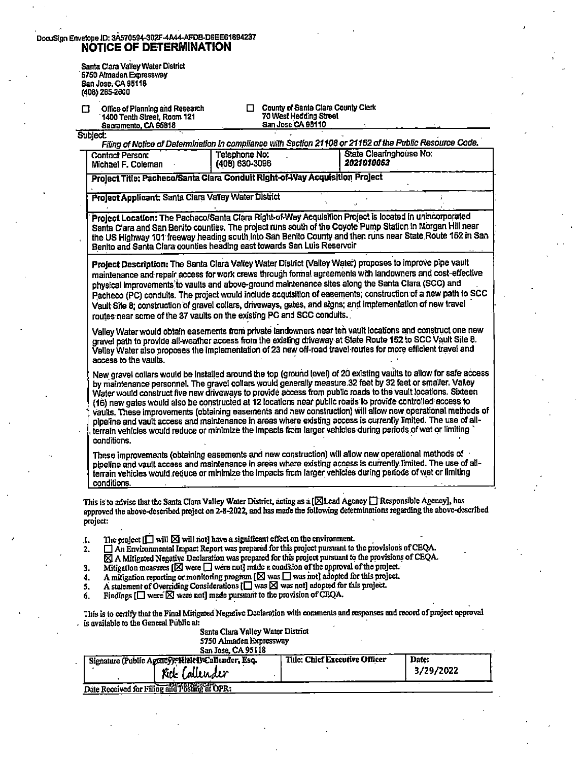DocuSign Envelope ID: 3A570594-302F-4A44-AFDB-D6EE61894237

# NOTICE OF DETERMINATION

Santa Clara Valley Water District
5750 Almaden Expressway
San Jose, CA 95118
(408) 265-2600

☐ Office of Planning and Research
1400 Tenth Street, Room 121
Sacramento, CA 95818

☐ County of Santa Clara County Clerk
70 West Hedding Street
San Jose CA 95110

Subject:
*Filing of Notice of Determination in compliance with Section 21108 or 21152 of the Public Resource Code.*

| Contact Person: Michael F. Coleman | Telephone No: (408) 630-3096 | State Clearinghouse No: ***2021010063*** |
|---|---|---|

**Project Title: Pacheco/Santa Clara Conduit Right-of-Way Acquisition Project**

**Project Applicant:** Santa Clara Valley Water District

**Project Location:** The Pacheco/Santa Clara Right-of-Way Acquisition Project is located in unincorporated Santa Clara and San Benito counties. The project runs south of the Coyote Pump Station in Morgan Hill near the US Highway 101 freeway heading south into San Benito County and then runs near State Route 152 in San Benito and Santa Clara counties heading east towards San Luis Reservoir

**Project Description:** The Santa Clara Valley Water District (Valley Water) proposes to improve pipe vault maintenance and repair access for work crews through formal agreements with landowners and cost-effective physical improvements to vaults and above-ground maintenance sites along the Santa Clara (SCC) and Pacheco (PC) conduits. The project would include acquisition of easements; construction of a new path to SCC Vault Site 8; construction of gravel collars, driveways, gates, and signs; and implementation of new travel routes near some of the 37 vaults on the existing PC and SCC conduits.

Valley Water would obtain easements from private landowners near ten vault locations and construct one new gravel path to provide all-weather access from the existing driveway at State Route 152 to SCC Vault Site 8. Valley Water also proposes the implementation of 23 new off-road travel routes for more efficient travel and access to the vaults.

New gravel collars would be installed around the top (ground level) of 20 existing vaults to allow for safe access by maintenance personnel. The gravel collars would generally measure 32 feet by 32 feet or smaller. Valley Water would construct five new driveways to provide access from public roads to the vault locations. Sixteen (16) new gates would also be constructed at 12 locations near public roads to provide controlled access to vaults. These improvements (obtaining easements and new construction) will allow new operational methods of pipeline and vault access and maintenance in areas where existing access is currently limited. The use of all-terrain vehicles would reduce or minimize the impacts from larger vehicles during periods of wet or limiting conditions.

These improvements (obtaining easements and new construction) will allow new operational methods of pipeline and vault access and maintenance in areas where existing access is currently limited. The use of all-terrain vehicles would reduce or minimize the impacts from larger vehicles during periods of wet or limiting conditions.

This is to advise that the Santa Clara Valley Water District, acting as a [☒Lead Agency ☐ Responsible Agency], has approved the above-described project on 2-8-2022, and has made the following determinations regarding the above-described project:

1. The project [☐ will ☒ will not] have a significant effect on the environment.
2. ☐ An Environmental Impact Report was prepared for this project pursuant to the provisions of CEQA.
   ☒ A Mitigated Negative Declaration was prepared for this project pursuant to the provisions of CEQA.
3. Mitigation measures [☒ were ☐ were not] made a condition of the approval of the project.
4. A mitigation reporting or monitoring program [☒ was ☐ was not] adopted for this project.
5. A statement of Overriding Considerations [☐ was ☒ was not] adopted for this project.
6. Findings [☐ were ☒ were not] made pursuant to the provision of CEQA.

This is to certify that the Final Mitigated Negative Declaration with comments and responses and record of project approval is available to the General Public at:

Santa Clara Valley Water District
5750 Almaden Expressway
San Jose, CA 95118

| Signature (Public Agency): Rick L. Callender, Esq. | Title: Chief Executive Officer | Date: |
|---|---|---|
| *Rick Callender* | | 3/29/2022 |

Date Received for Filing and Posting at OPR: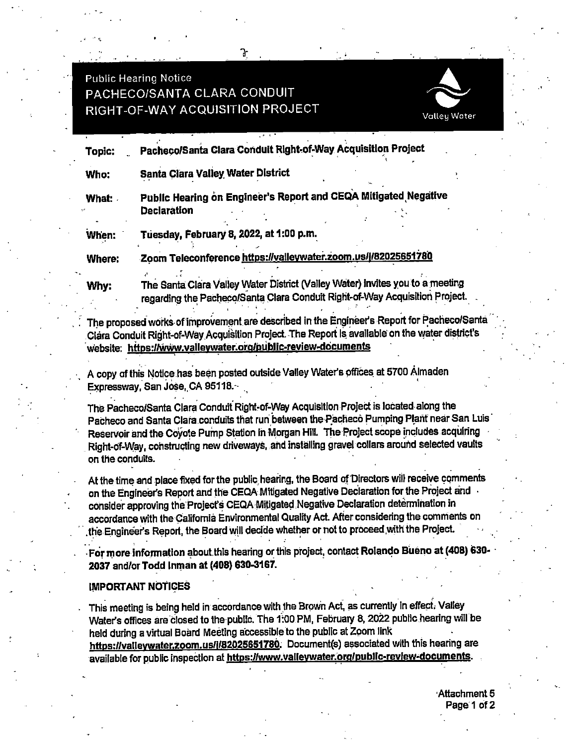Public Hearing Notice

# PACHECO/SANTA CLARA CONDUIT RIGHT-OF-WAY ACQUISITION PROJECT

Valley Water

**Topic:** **Pacheco/Santa Clara Conduit Right-of-Way Acquisition Project**

**Who:** **Santa Clara Valley Water District**

**What:** **Public Hearing on Engineer's Report and CEQA Mitigated Negative Declaration**

**When:** **Tuesday, February 8, 2022, at 1:00 p.m.**

**Where:** **Zoom Teleconference https://valleywater.zoom.us/j/82025651780**

**Why:** The Santa Clara Valley Water District (Valley Water) invites you to a meeting regarding the Pacheco/Santa Clara Conduit Right-of-Way Acquisition Project.

The proposed works of improvement are described in the Engineer's Report for Pacheco/Santa Clara Conduit Right-of-Way Acquisition Project. The Report is available on the water district's website: **https://www.valleywater.org/public-review-documents**

A copy of this Notice has been posted outside Valley Water's offices at 5700 Almaden Expressway, San Jose, CA 95118.

The Pacheco/Santa Clara Conduit Right-of-Way Acquisition Project is located along the Pacheco and Santa Clara conduits that run between the Pacheco Pumping Plant near San Luis Reservoir and the Coyote Pump Station in Morgan Hill. The Project scope includes acquiring Right-of-Way, constructing new driveways, and installing gravel collars around selected vaults on the conduits.

At the time and place fixed for the public hearing, the Board of Directors will receive comments on the Engineer's Report and the CEQA Mitigated Negative Declaration for the Project and consider approving the Project's CEQA Mitigated Negative Declaration determination in accordance with the California Environmental Quality Act. After considering the comments on the Engineer's Report, the Board will decide whether or not to proceed with the Project.

**For more information** about this hearing or this project, contact **Rolando Bueno at (408) 630-2037** and/or **Todd Inman at (408) 630-3167.**

## IMPORTANT NOTICES

This meeting is being held in accordance with the Brown Act, as currently in effect. Valley Water's offices are closed to the public. The 1:00 PM, February 8, 2022 public hearing will be held during a virtual Board Meeting accessible to the public at Zoom link **https://valleywater.zoom.us/j/82025651780**. Document(s) associated with this hearing are available for public inspection at **https://www.valleywater.org/public-review-documents**.

Attachment 5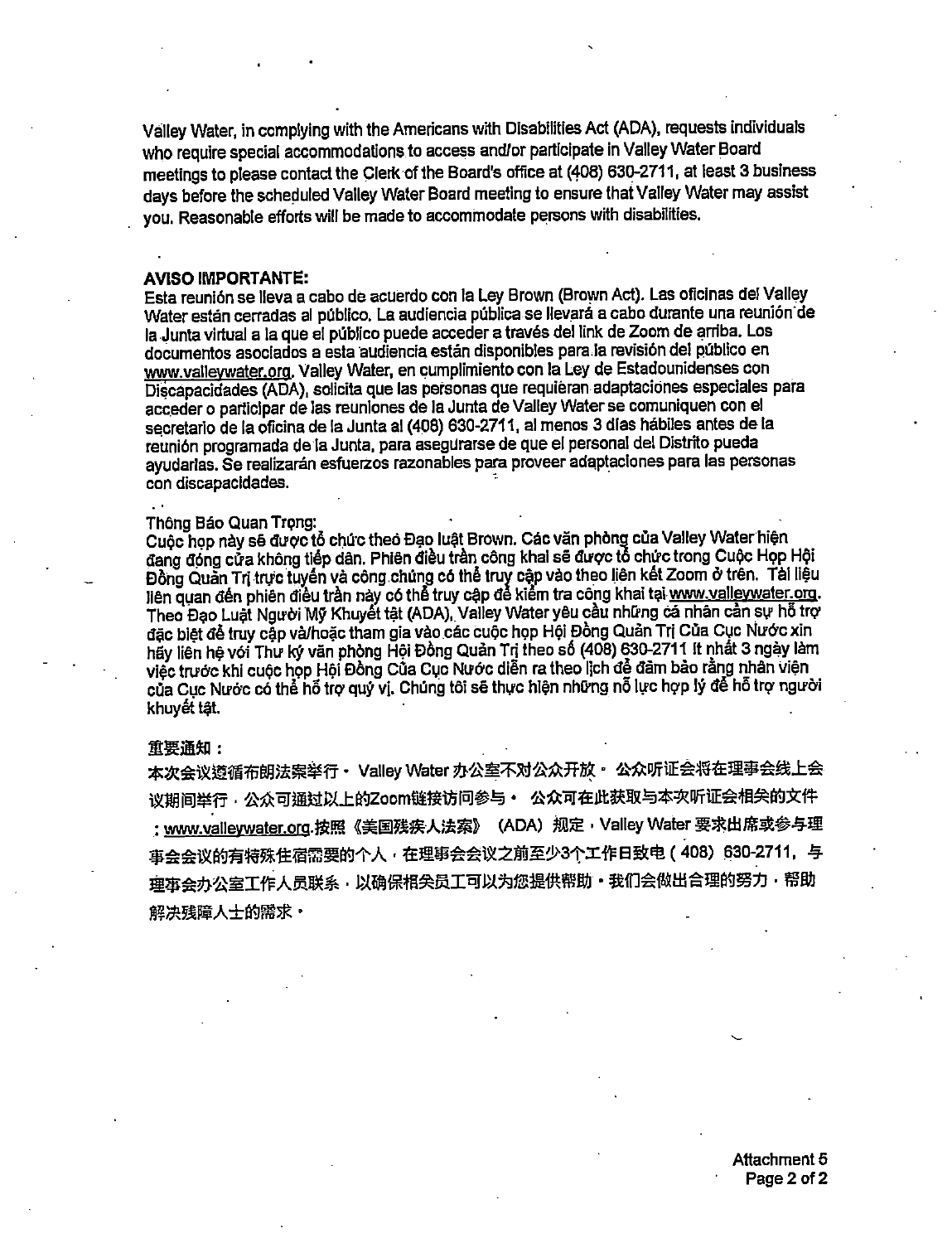Valley Water, in complying with the Americans with Disabilities Act (ADA), requests individuals who require special accommodations to access and/or participate in Valley Water Board meetings to please contact the Clerk of the Board's office at (408) 630-2711, at least 3 business days before the scheduled Valley Water Board meeting to ensure that Valley Water may assist you. Reasonable efforts will be made to accommodate persons with disabilities.

**AVISO IMPORTANTE:**
Esta reunión se lleva a cabo de acuerdo con la Ley Brown (Brown Act). Las oficinas del Valley Water están cerradas al público. La audiencia pública se llevará a cabo durante una reunión de la Junta virtual a la que el público puede acceder a través del link de Zoom de arriba. Los documentos asociados a esta audiencia están disponibles para la revisión del público en www.valleywater.org. Valley Water, en cumplimiento con la Ley de Estadounidenses con Discapacidades (ADA), solicita que las personas que requieran adaptaciones especiales para acceder o participar de las reuniones de la Junta de Valley Water se comuniquen con el secretario de la oficina de la Junta al (408) 630-2711, al menos 3 días hábiles antes de la reunión programada de la Junta, para asegurarse de que el personal del Distrito pueda ayudarlas. Se realizarán esfuerzos razonables para proveer adaptaciones para las personas con discapacidades.

Thông Báo Quan Trọng:
Cuộc họp này sẽ được tổ chức theo Đạo luật Brown. Các văn phòng của Valley Water hiện đang đóng cửa không tiếp dân. Phiên điều trần công khai sẽ được tổ chức trong Cuộc Họp Hội Đồng Quản Trị trực tuyến và công chúng có thể truy cập vào theo liên kết Zoom ở trên. Tài liệu liên quan đến phiên điều trần này có thể truy cập để kiểm tra công khai tại www.valleywater.org. Theo Đạo Luật Người Mỹ Khuyết tật (ADA), Valley Water yêu cầu những cá nhân cần sự hỗ trợ đặc biệt để truy cập và/hoặc tham gia vào các cuộc họp Hội Đồng Quản Trị Của Cục Nước xin hãy liên hệ với Thư ký văn phòng Hội Đồng Quản Trị theo số (408) 630-2711 ít nhất 3 ngày làm việc trước khi cuộc họp Hội Đồng Của Cục Nước diễn ra theo lịch để đảm bảo rằng nhân viên của Cục Nước có thể hỗ trợ quý vị. Chúng tôi sẽ thực hiện những nỗ lực hợp lý để hỗ trợ người khuyết tật.

重要通知：
本次会议遵循布朗法案举行。 Valley Water 办公室不对公众开放。 公众听证会将在理事会线上会议期间举行，公众可通过以上的Zoom链接访问参与。 公众可在此获取与本次听证会相关的文件：www.valleywater.org.按照《美国残疾人法案》（ADA）规定，Valley Water 要求出席或参与理事会会议的有特殊住宿需要的个人，在理事会会议之前至少3个工作日致电（408）630-2711，与理事会办公室工作人员联系，以确保相关员工可以为您提供帮助。我们会做出合理的努力，帮助解决残障人士的需求。

Attachment 5